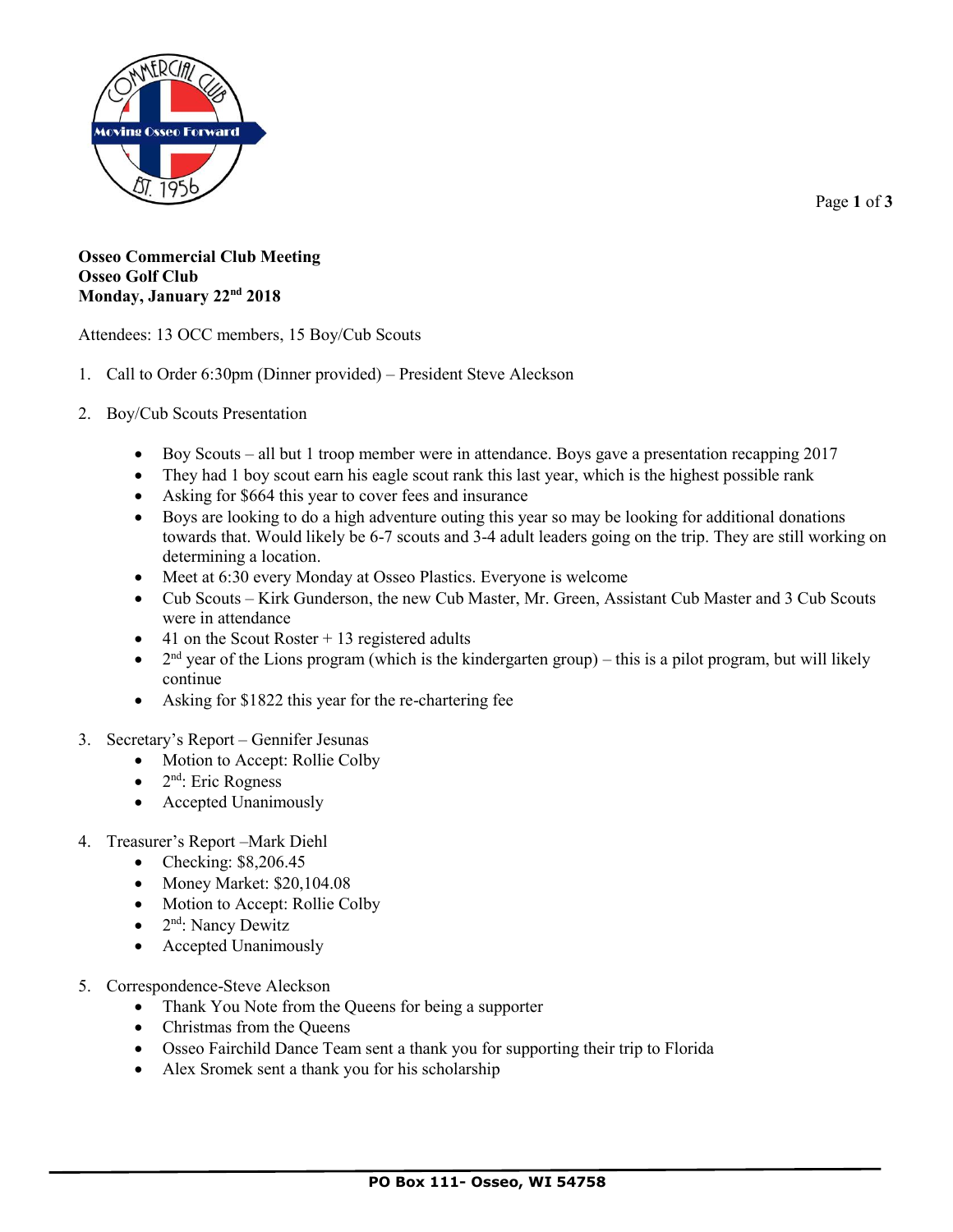**Osseo Commercial Club Meeting**
**Osseo Golf Club**
**Monday, January 22nd 2018**

Attendees: 13 OCC members, 15 Boy/Cub Scouts

1. Call to Order 6:30pm (Dinner provided) – President Steve Aleckson

2. Boy/Cub Scouts Presentation

    - Boy Scouts – all but 1 troop member were in attendance. Boys gave a presentation recapping 2017
    - They had 1 boy scout earn his eagle scout rank this last year, which is the highest possible rank
    - Asking for $664 this year to cover fees and insurance
    - Boys are looking to do a high adventure outing this year so may be looking for additional donations towards that. Would likely be 6-7 scouts and 3-4 adult leaders going on the trip. They are still working on determining a location.
    - Meet at 6:30 every Monday at Osseo Plastics. Everyone is welcome
    - Cub Scouts – Kirk Gunderson, the new Cub Master, Mr. Green, Assistant Cub Master and 3 Cub Scouts were in attendance
    - 41 on the Scout Roster + 13 registered adults
    - 2nd year of the Lions program (which is the kindergarten group) – this is a pilot program, but will likely continue
    - Asking for $1822 this year for the re-chartering fee

3. Secretary's Report – Gennifer Jesunas
    - Motion to Accept: Rollie Colby
    - 2nd: Eric Rogness
    - Accepted Unanimously

4. Treasurer's Report –Mark Diehl
    - Checking: $8,206.45
    - Money Market: $20,104.08
    - Motion to Accept: Rollie Colby
    - 2nd: Nancy Dewitz
    - Accepted Unanimously

5. Correspondence-Steve Aleckson
    - Thank You Note from the Queens for being a supporter
    - Christmas from the Queens
    - Osseo Fairchild Dance Team sent a thank you for supporting their trip to Florida
    - Alex Sromek sent a thank you for his scholarship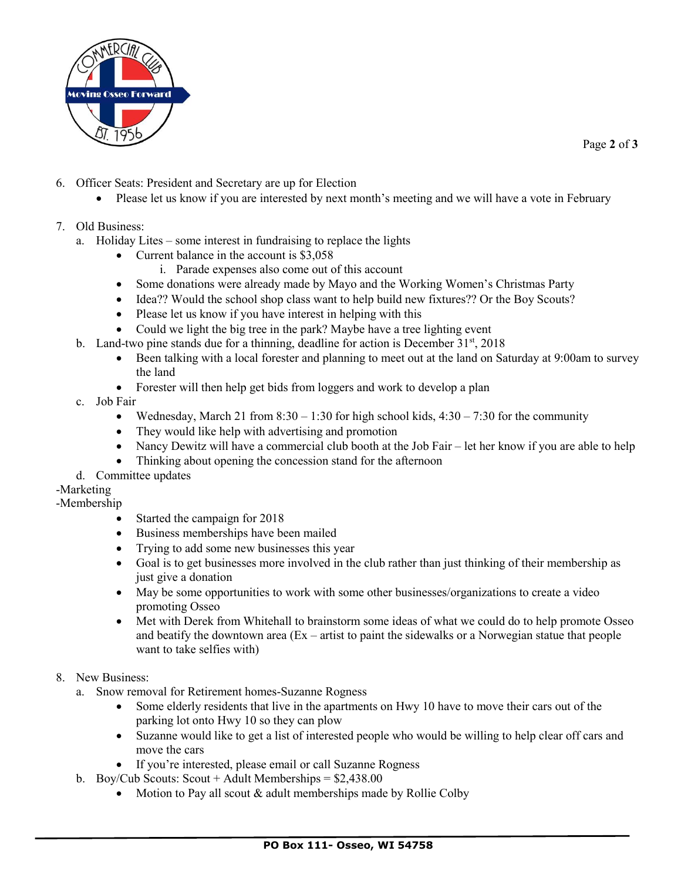6. Officer Seats: President and Secretary are up for Election
    - Please let us know if you are interested by next month's meeting and we will have a vote in February

7. Old Business:
    a. Holiday Lites – some interest in fundraising to replace the lights
        - Current balance in the account is $3,058
            i. Parade expenses also come out of this account
        - Some donations were already made by Mayo and the Working Women's Christmas Party
        - Idea?? Would the school shop class want to help build new fixtures?? Or the Boy Scouts?
        - Please let us know if you have interest in helping with this
        - Could we light the big tree in the park? Maybe have a tree lighting event

    b. Land-two pine stands due for a thinning, deadline for action is December 31st, 2018
        - Been talking with a local forester and planning to meet out at the land on Saturday at 9:00am to survey the land
        - Forester will then help get bids from loggers and work to develop a plan

    c. Job Fair
        - Wednesday, March 21 from 8:30 – 1:30 for high school kids, 4:30 – 7:30 for the community
        - They would like help with advertising and promotion
        - Nancy Dewitz will have a commercial club booth at the Job Fair – let her know if you are able to help
        - Thinking about opening the concession stand for the afternoon

    d. Committee updates

-Marketing

-Membership

- Started the campaign for 2018
- Business memberships have been mailed
- Trying to add some new businesses this year
- Goal is to get businesses more involved in the club rather than just thinking of their membership as just give a donation
- May be some opportunities to work with some other businesses/organizations to create a video promoting Osseo
- Met with Derek from Whitehall to brainstorm some ideas of what we could do to help promote Osseo and beatify the downtown area (Ex – artist to paint the sidewalks or a Norwegian statue that people want to take selfies with)

8. New Business:
    a. Snow removal for Retirement homes-Suzanne Rogness
        - Some elderly residents that live in the apartments on Hwy 10 have to move their cars out of the parking lot onto Hwy 10 so they can plow
        - Suzanne would like to get a list of interested people who would be willing to help clear off cars and move the cars
        - If you're interested, please email or call Suzanne Rogness

    b. Boy/Cub Scouts: Scout + Adult Memberships = $2,438.00
        - Motion to Pay all scout & adult memberships made by Rollie Colby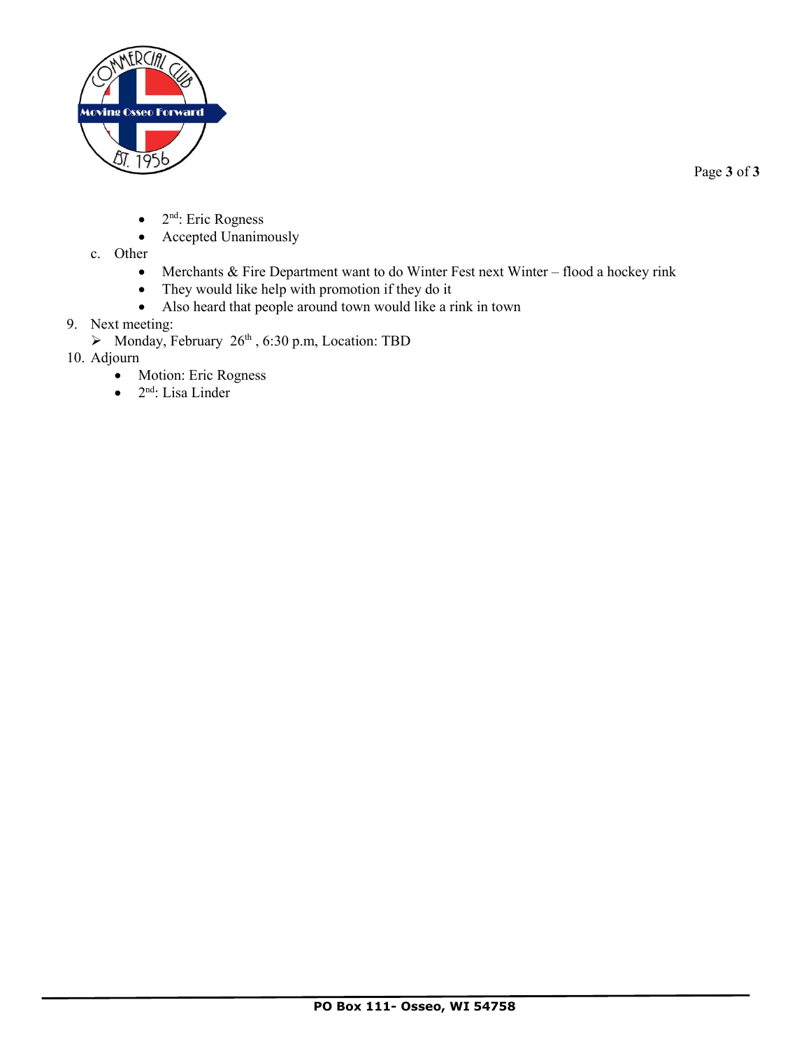- 2nd: Eric Rogness
- Accepted Unanimously

c. Other

- Merchants & Fire Department want to do Winter Fest next Winter – flood a hockey rink
- They would like help with promotion if they do it
- Also heard that people around town would like a rink in town

9. Next meeting:

➢ Monday, February 26th , 6:30 p.m, Location: TBD

10. Adjourn

- Motion: Eric Rogness
- 2nd: Lisa Linder